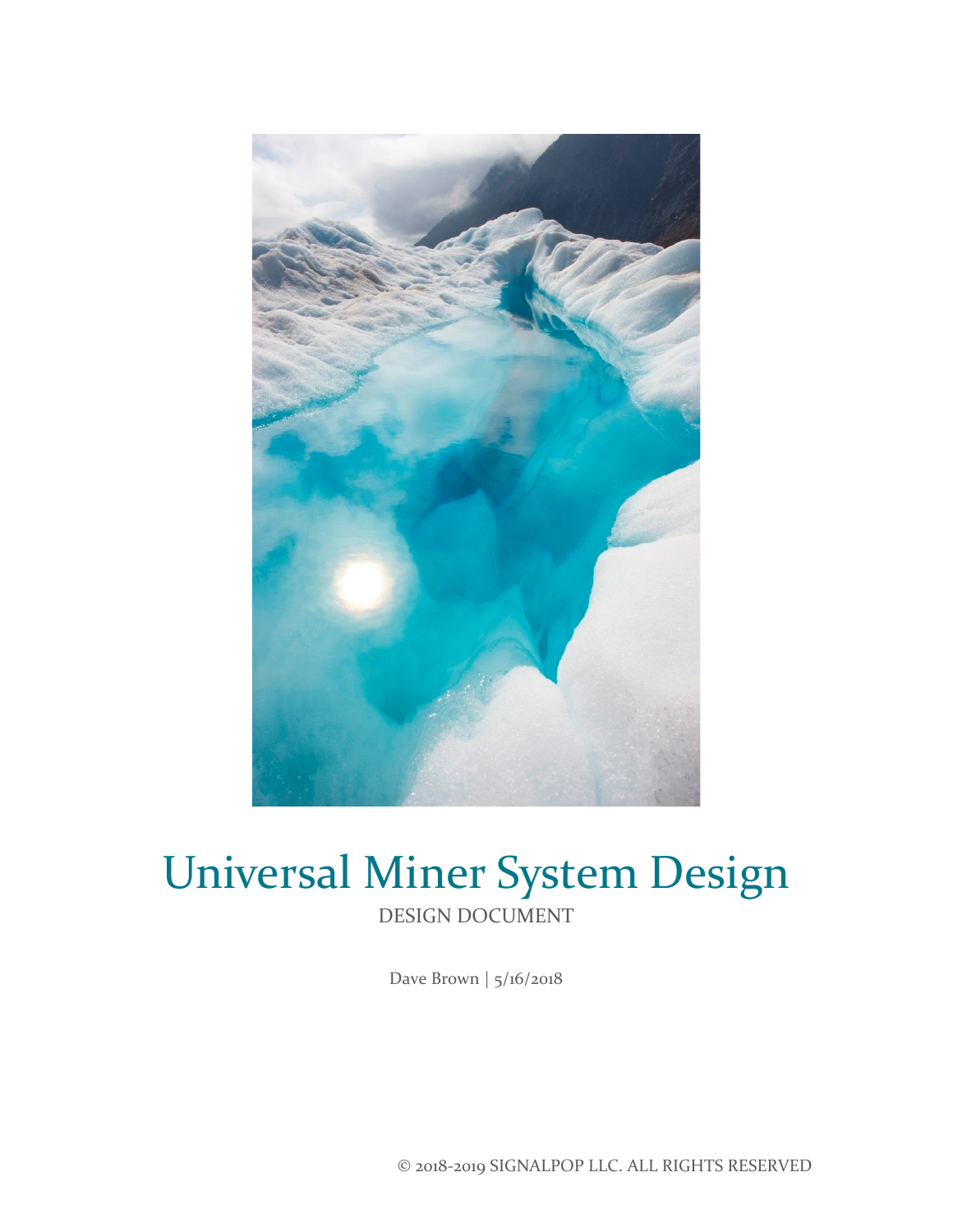# Universal Miner System Design

DESIGN DOCUMENT

Dave Brown | 5/16/2018

© 2018-2019 SIGNALPOP LLC. ALL RIGHTS RESERVED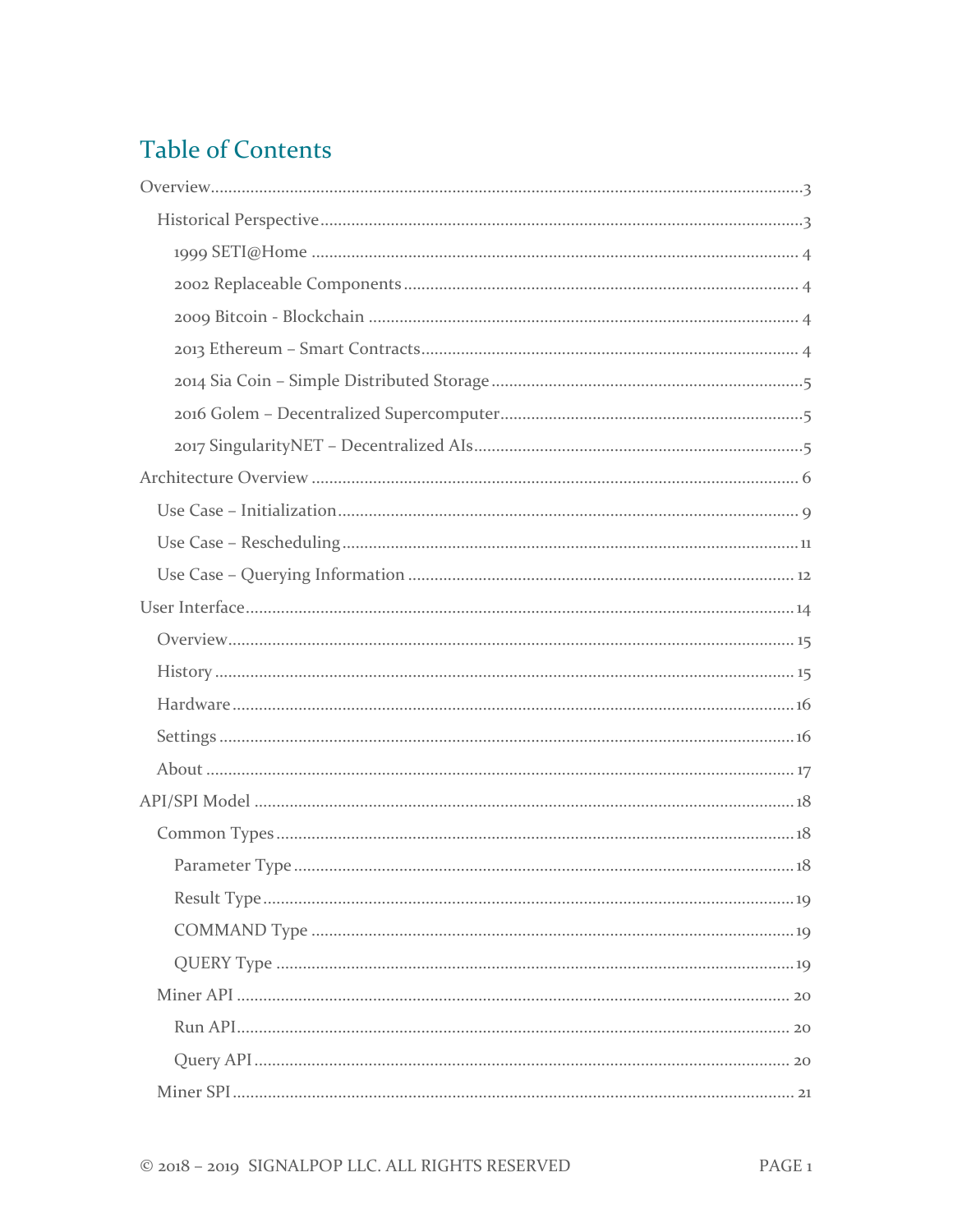## Table of Contents

- Overview ........ 3
  - Historical Perspective ........ 3
    - 1999 SETI@Home ........ 4
    - 2002 Replaceable Components ........ 4
    - 2009 Bitcoin - Blockchain ........ 4
    - 2013 Ethereum – Smart Contracts ........ 4
    - 2014 Sia Coin – Simple Distributed Storage ........ 5
    - 2016 Golem – Decentralized Supercomputer ........ 5
    - 2017 SingularityNET – Decentralized AIs ........ 5
- Architecture Overview ........ 6
  - Use Case – Initialization ........ 9
  - Use Case – Rescheduling ........ 11
  - Use Case – Querying Information ........ 12
- User Interface ........ 14
  - Overview ........ 15
  - History ........ 15
  - Hardware ........ 16
  - Settings ........ 16
  - About ........ 17
- API/SPI Model ........ 18
  - Common Types ........ 18
    - Parameter Type ........ 18
    - Result Type ........ 19
    - COMMAND Type ........ 19
    - QUERY Type ........ 19
  - Miner API ........ 20
    - Run API ........ 20
    - Query API ........ 20
  - Miner SPI ........ 21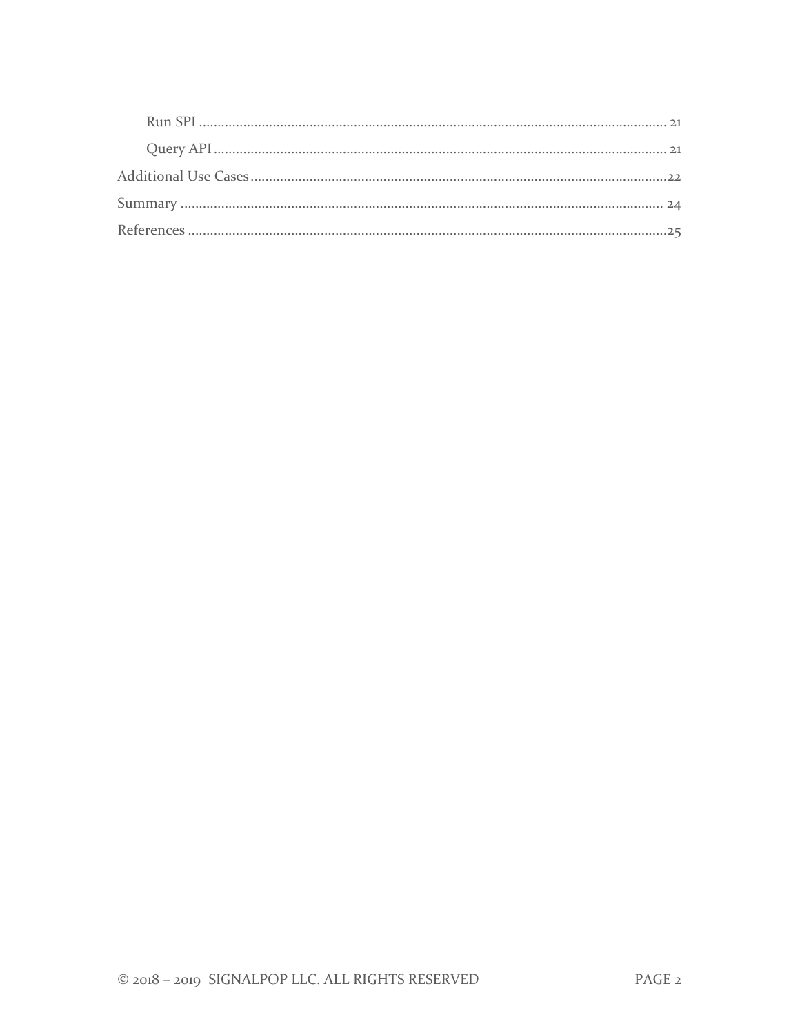- Run SPI .......... 21
- Query API .......... 21

Additional Use Cases .......... 22

Summary .......... 24

References .......... 25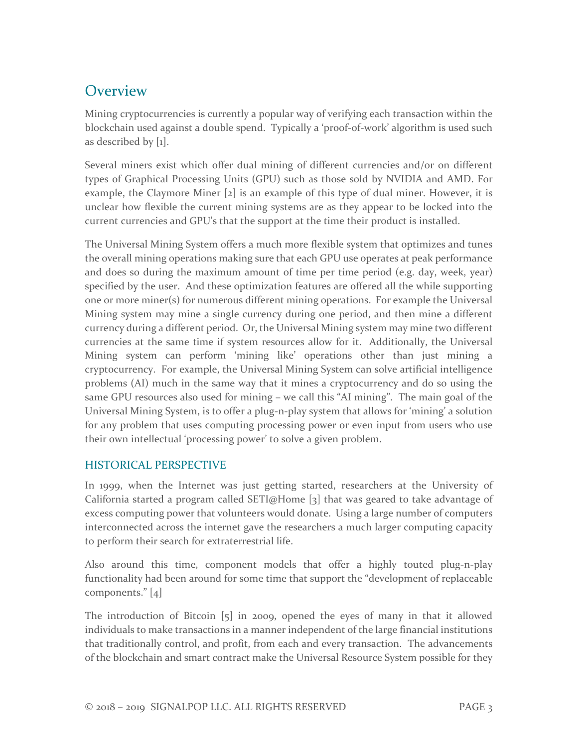## Overview

Mining cryptocurrencies is currently a popular way of verifying each transaction within the blockchain used against a double spend. Typically a 'proof-of-work' algorithm is used such as described by [1].

Several miners exist which offer dual mining of different currencies and/or on different types of Graphical Processing Units (GPU) such as those sold by NVIDIA and AMD. For example, the Claymore Miner [2] is an example of this type of dual miner. However, it is unclear how flexible the current mining systems are as they appear to be locked into the current currencies and GPU's that the support at the time their product is installed.

The Universal Mining System offers a much more flexible system that optimizes and tunes the overall mining operations making sure that each GPU use operates at peak performance and does so during the maximum amount of time per time period (e.g. day, week, year) specified by the user. And these optimization features are offered all the while supporting one or more miner(s) for numerous different mining operations. For example the Universal Mining system may mine a single currency during one period, and then mine a different currency during a different period. Or, the Universal Mining system may mine two different currencies at the same time if system resources allow for it. Additionally, the Universal Mining system can perform 'mining like' operations other than just mining a cryptocurrency. For example, the Universal Mining System can solve artificial intelligence problems (AI) much in the same way that it mines a cryptocurrency and do so using the same GPU resources also used for mining – we call this "AI mining". The main goal of the Universal Mining System, is to offer a plug-n-play system that allows for 'mining' a solution for any problem that uses computing processing power or even input from users who use their own intellectual 'processing power' to solve a given problem.

### HISTORICAL PERSPECTIVE

In 1999, when the Internet was just getting started, researchers at the University of California started a program called SETI@Home [3] that was geared to take advantage of excess computing power that volunteers would donate. Using a large number of computers interconnected across the internet gave the researchers a much larger computing capacity to perform their search for extraterrestrial life.

Also around this time, component models that offer a highly touted plug-n-play functionality had been around for some time that support the "development of replaceable components." [4]

The introduction of Bitcoin [5] in 2009, opened the eyes of many in that it allowed individuals to make transactions in a manner independent of the large financial institutions that traditionally control, and profit, from each and every transaction. The advancements of the blockchain and smart contract make the Universal Resource System possible for they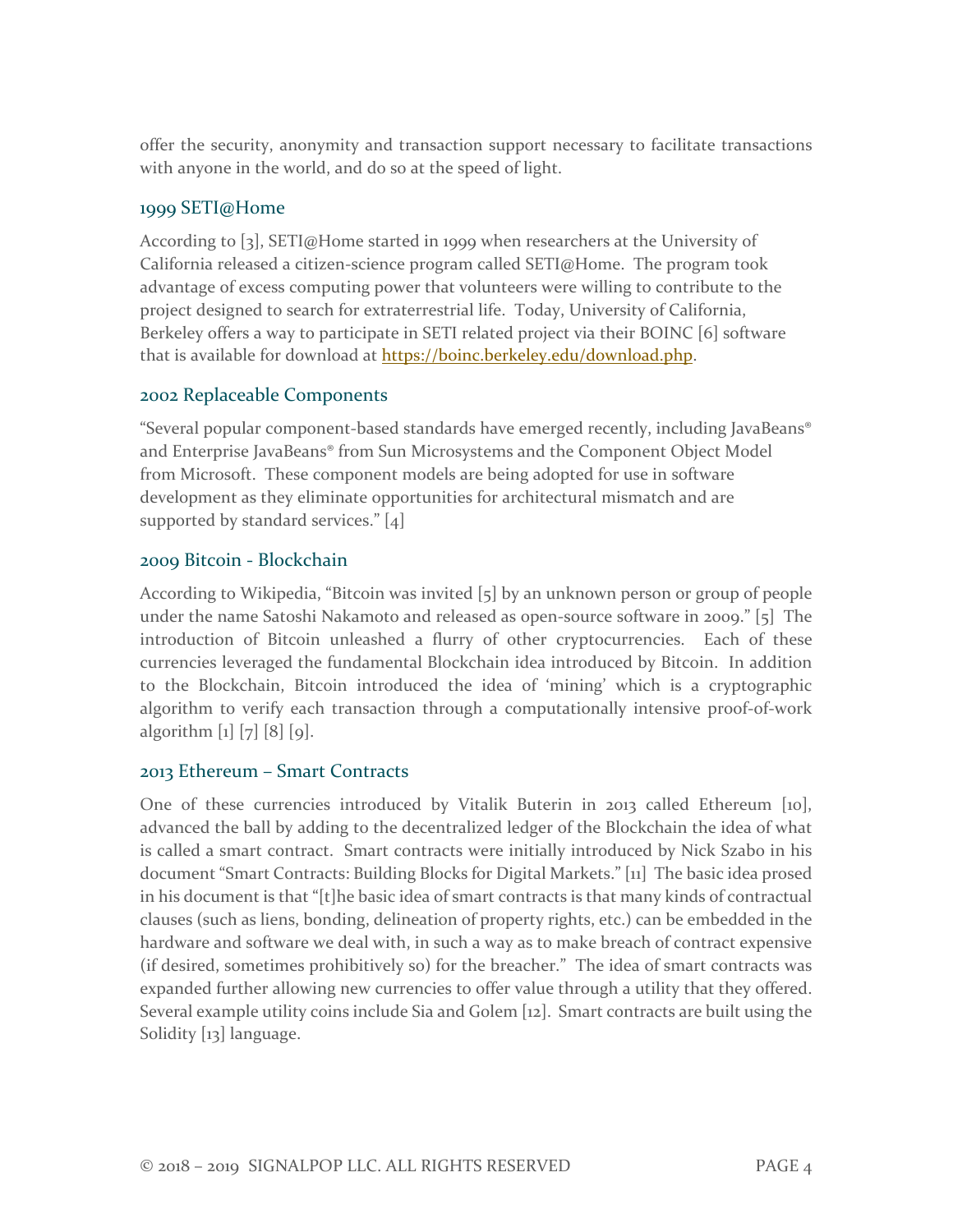offer the security, anonymity and transaction support necessary to facilitate transactions with anyone in the world, and do so at the speed of light.

### 1999 SETI@Home

According to [3], SETI@Home started in 1999 when researchers at the University of California released a citizen-science program called SETI@Home. The program took advantage of excess computing power that volunteers were willing to contribute to the project designed to search for extraterrestrial life. Today, University of California, Berkeley offers a way to participate in SETI related project via their BOINC [6] software that is available for download at https://boinc.berkeley.edu/download.php.

### 2002 Replaceable Components

"Several popular component-based standards have emerged recently, including JavaBeans® and Enterprise JavaBeans® from Sun Microsystems and the Component Object Model from Microsoft. These component models are being adopted for use in software development as they eliminate opportunities for architectural mismatch and are supported by standard services." [4]

### 2009 Bitcoin - Blockchain

According to Wikipedia, "Bitcoin was invited [5] by an unknown person or group of people under the name Satoshi Nakamoto and released as open-source software in 2009." [5] The introduction of Bitcoin unleashed a flurry of other cryptocurrencies. Each of these currencies leveraged the fundamental Blockchain idea introduced by Bitcoin. In addition to the Blockchain, Bitcoin introduced the idea of 'mining' which is a cryptographic algorithm to verify each transaction through a computationally intensive proof-of-work algorithm [1] [7] [8] [9].

### 2013 Ethereum – Smart Contracts

One of these currencies introduced by Vitalik Buterin in 2013 called Ethereum [10], advanced the ball by adding to the decentralized ledger of the Blockchain the idea of what is called a smart contract. Smart contracts were initially introduced by Nick Szabo in his document "Smart Contracts: Building Blocks for Digital Markets." [11] The basic idea prosed in his document is that "[t]he basic idea of smart contracts is that many kinds of contractual clauses (such as liens, bonding, delineation of property rights, etc.) can be embedded in the hardware and software we deal with, in such a way as to make breach of contract expensive (if desired, sometimes prohibitively so) for the breacher." The idea of smart contracts was expanded further allowing new currencies to offer value through a utility that they offered. Several example utility coins include Sia and Golem [12]. Smart contracts are built using the Solidity [13] language.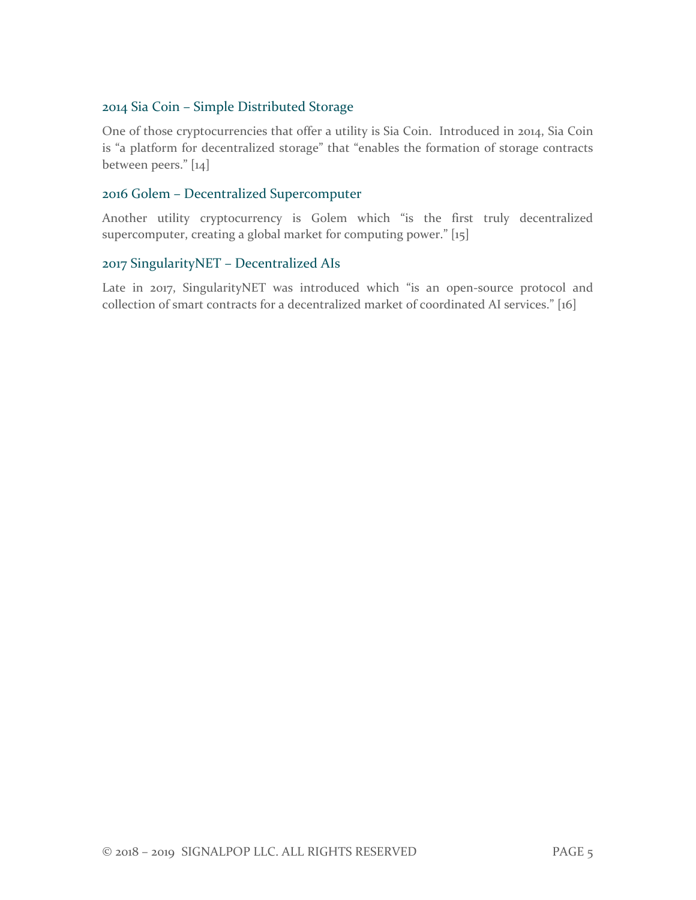### 2014 Sia Coin – Simple Distributed Storage

One of those cryptocurrencies that offer a utility is Sia Coin. Introduced in 2014, Sia Coin is "a platform for decentralized storage" that "enables the formation of storage contracts between peers." [14]

### 2016 Golem – Decentralized Supercomputer

Another utility cryptocurrency is Golem which "is the first truly decentralized supercomputer, creating a global market for computing power." [15]

### 2017 SingularityNET – Decentralized AIs

Late in 2017, SingularityNET was introduced which "is an open-source protocol and collection of smart contracts for a decentralized market of coordinated AI services." [16]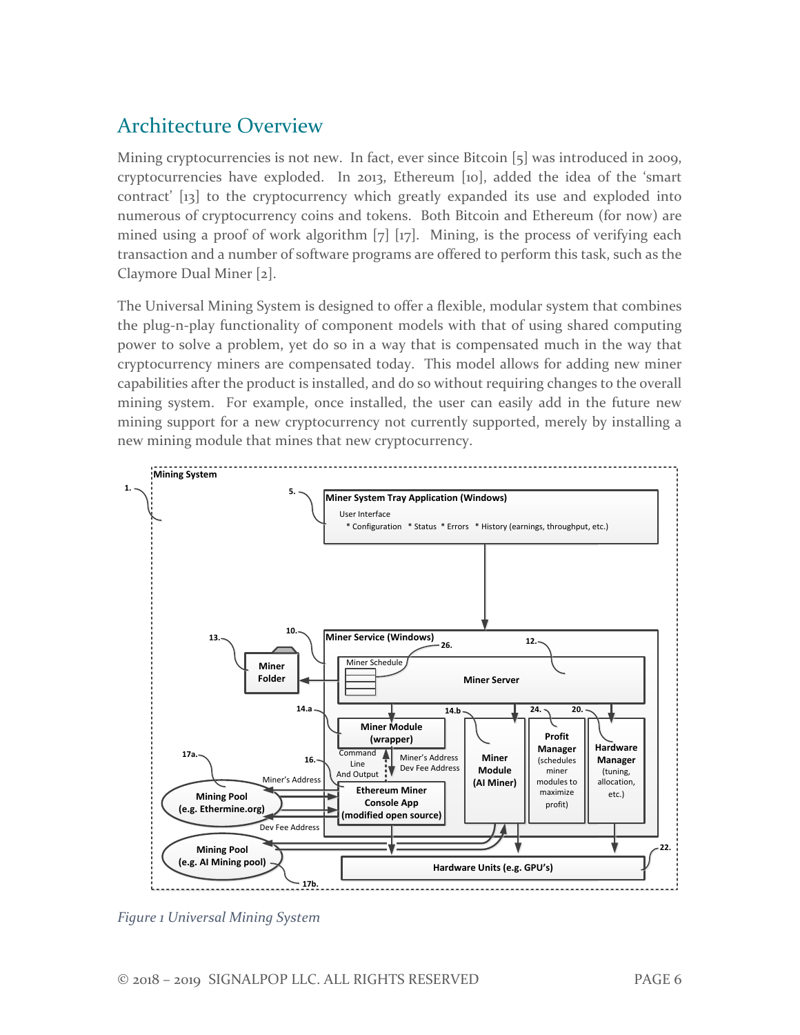## Architecture Overview

Mining cryptocurrencies is not new. In fact, ever since Bitcoin [5] was introduced in 2009, cryptocurrencies have exploded. In 2013, Ethereum [10], added the idea of the 'smart contract' [13] to the cryptocurrency which greatly expanded its use and exploded into numerous of cryptocurrency coins and tokens. Both Bitcoin and Ethereum (for now) are mined using a proof of work algorithm [7] [17]. Mining, is the process of verifying each transaction and a number of software programs are offered to perform this task, such as the Claymore Dual Miner [2].

The Universal Mining System is designed to offer a flexible, modular system that combines the plug-n-play functionality of component models with that of using shared computing power to solve a problem, yet do so in a way that is compensated much in the way that cryptocurrency miners are compensated today. This model allows for adding new miner capabilities after the product is installed, and do so without requiring changes to the overall mining system. For example, once installed, the user can easily add in the future new mining support for a new cryptocurrency not currently supported, merely by installing a new mining module that mines that new cryptocurrency.

*Figure 1 Universal Mining System*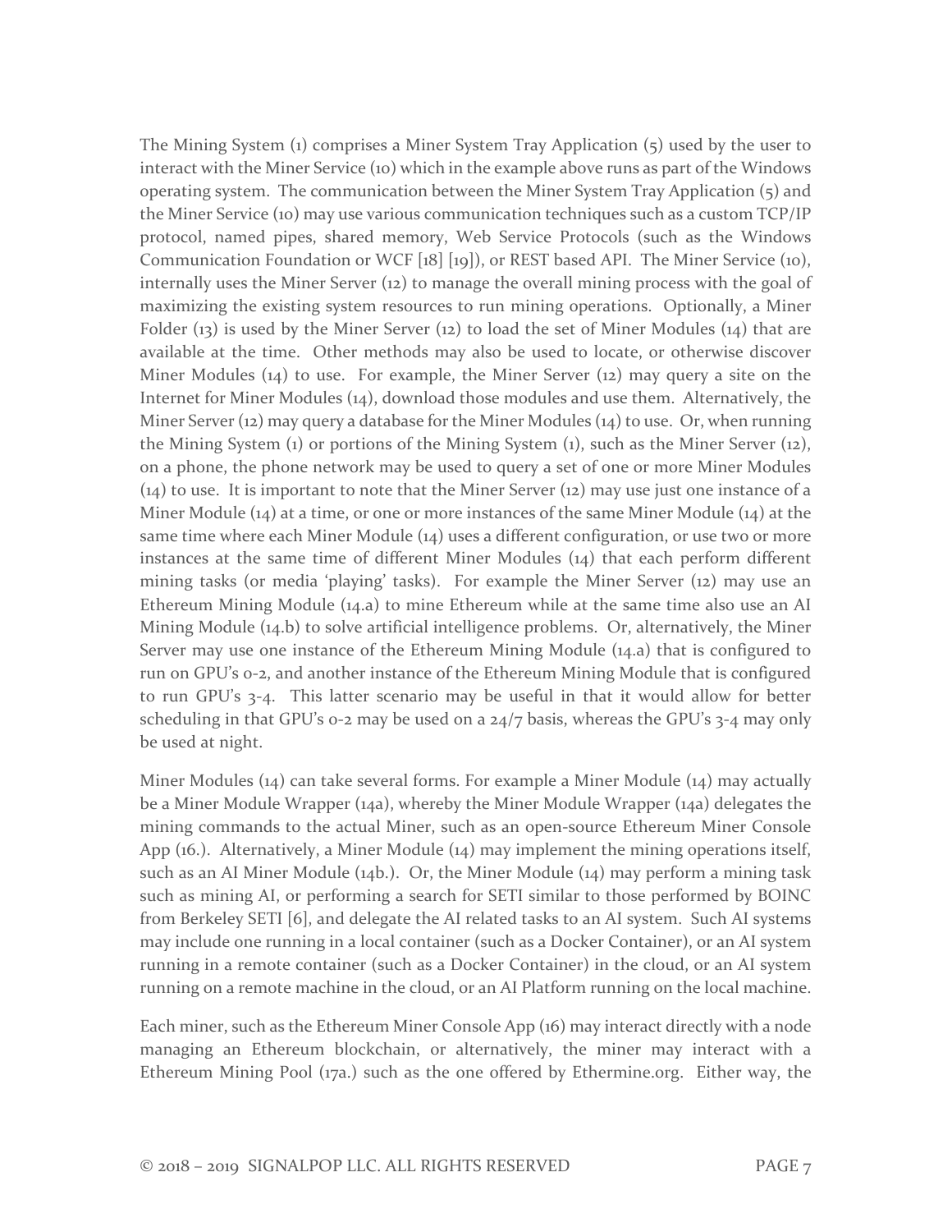The Mining System (1) comprises a Miner System Tray Application (5) used by the user to interact with the Miner Service (10) which in the example above runs as part of the Windows operating system. The communication between the Miner System Tray Application (5) and the Miner Service (10) may use various communication techniques such as a custom TCP/IP protocol, named pipes, shared memory, Web Service Protocols (such as the Windows Communication Foundation or WCF [18] [19]), or REST based API. The Miner Service (10), internally uses the Miner Server (12) to manage the overall mining process with the goal of maximizing the existing system resources to run mining operations. Optionally, a Miner Folder (13) is used by the Miner Server (12) to load the set of Miner Modules (14) that are available at the time. Other methods may also be used to locate, or otherwise discover Miner Modules (14) to use. For example, the Miner Server (12) may query a site on the Internet for Miner Modules (14), download those modules and use them. Alternatively, the Miner Server (12) may query a database for the Miner Modules (14) to use. Or, when running the Mining System (1) or portions of the Mining System (1), such as the Miner Server (12), on a phone, the phone network may be used to query a set of one or more Miner Modules (14) to use. It is important to note that the Miner Server (12) may use just one instance of a Miner Module (14) at a time, or one or more instances of the same Miner Module (14) at the same time where each Miner Module (14) uses a different configuration, or use two or more instances at the same time of different Miner Modules (14) that each perform different mining tasks (or media 'playing' tasks). For example the Miner Server (12) may use an Ethereum Mining Module (14.a) to mine Ethereum while at the same time also use an AI Mining Module (14.b) to solve artificial intelligence problems. Or, alternatively, the Miner Server may use one instance of the Ethereum Mining Module (14.a) that is configured to run on GPU's 0-2, and another instance of the Ethereum Mining Module that is configured to run GPU's 3-4. This latter scenario may be useful in that it would allow for better scheduling in that GPU's 0-2 may be used on a 24/7 basis, whereas the GPU's 3-4 may only be used at night.

Miner Modules (14) can take several forms. For example a Miner Module (14) may actually be a Miner Module Wrapper (14a), whereby the Miner Module Wrapper (14a) delegates the mining commands to the actual Miner, such as an open-source Ethereum Miner Console App (16.). Alternatively, a Miner Module (14) may implement the mining operations itself, such as an AI Miner Module (14b.). Or, the Miner Module (14) may perform a mining task such as mining AI, or performing a search for SETI similar to those performed by BOINC from Berkeley SETI [6], and delegate the AI related tasks to an AI system. Such AI systems may include one running in a local container (such as a Docker Container), or an AI system running in a remote container (such as a Docker Container) in the cloud, or an AI system running on a remote machine in the cloud, or an AI Platform running on the local machine.

Each miner, such as the Ethereum Miner Console App (16) may interact directly with a node managing an Ethereum blockchain, or alternatively, the miner may interact with a Ethereum Mining Pool (17a.) such as the one offered by Ethermine.org. Either way, the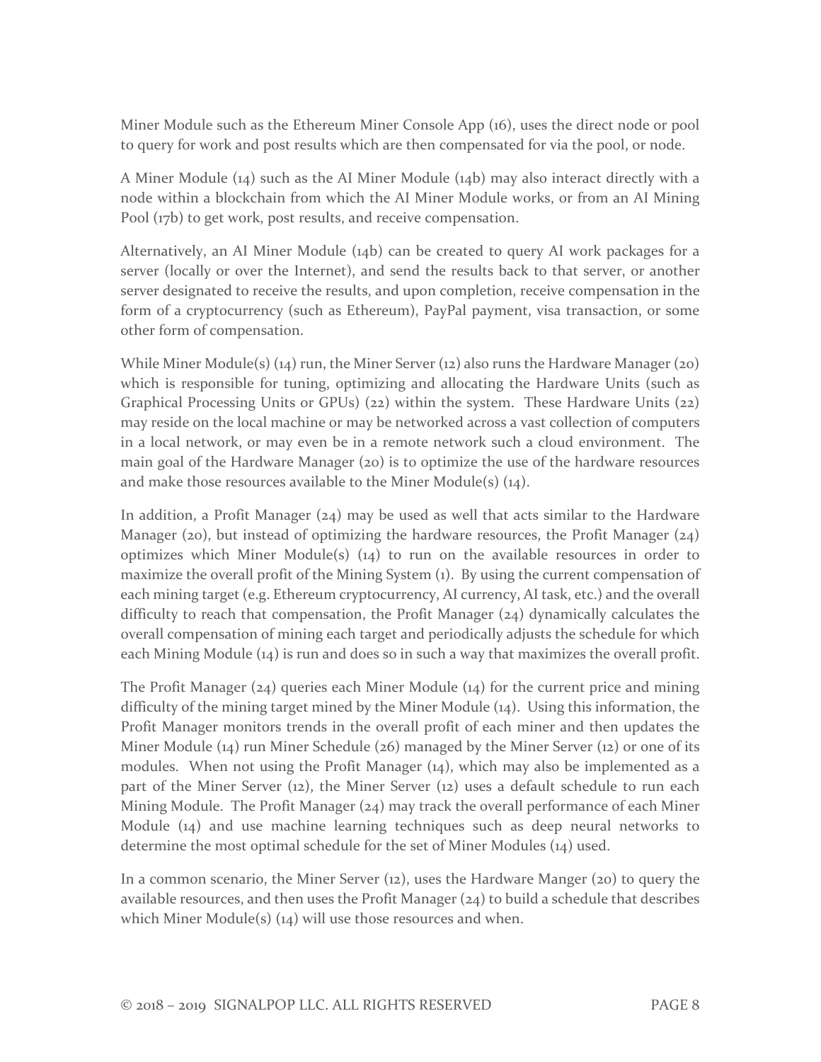Miner Module such as the Ethereum Miner Console App (16), uses the direct node or pool to query for work and post results which are then compensated for via the pool, or node.

A Miner Module (14) such as the AI Miner Module (14b) may also interact directly with a node within a blockchain from which the AI Miner Module works, or from an AI Mining Pool (17b) to get work, post results, and receive compensation.

Alternatively, an AI Miner Module (14b) can be created to query AI work packages for a server (locally or over the Internet), and send the results back to that server, or another server designated to receive the results, and upon completion, receive compensation in the form of a cryptocurrency (such as Ethereum), PayPal payment, visa transaction, or some other form of compensation.

While Miner Module(s) (14) run, the Miner Server (12) also runs the Hardware Manager (20) which is responsible for tuning, optimizing and allocating the Hardware Units (such as Graphical Processing Units or GPUs) (22) within the system. These Hardware Units (22) may reside on the local machine or may be networked across a vast collection of computers in a local network, or may even be in a remote network such a cloud environment. The main goal of the Hardware Manager (20) is to optimize the use of the hardware resources and make those resources available to the Miner Module(s) (14).

In addition, a Profit Manager (24) may be used as well that acts similar to the Hardware Manager (20), but instead of optimizing the hardware resources, the Profit Manager (24) optimizes which Miner Module(s) (14) to run on the available resources in order to maximize the overall profit of the Mining System (1). By using the current compensation of each mining target (e.g. Ethereum cryptocurrency, AI currency, AI task, etc.) and the overall difficulty to reach that compensation, the Profit Manager (24) dynamically calculates the overall compensation of mining each target and periodically adjusts the schedule for which each Mining Module (14) is run and does so in such a way that maximizes the overall profit.

The Profit Manager (24) queries each Miner Module (14) for the current price and mining difficulty of the mining target mined by the Miner Module (14). Using this information, the Profit Manager monitors trends in the overall profit of each miner and then updates the Miner Module (14) run Miner Schedule (26) managed by the Miner Server (12) or one of its modules. When not using the Profit Manager (14), which may also be implemented as a part of the Miner Server (12), the Miner Server (12) uses a default schedule to run each Mining Module. The Profit Manager (24) may track the overall performance of each Miner Module (14) and use machine learning techniques such as deep neural networks to determine the most optimal schedule for the set of Miner Modules (14) used.

In a common scenario, the Miner Server (12), uses the Hardware Manger (20) to query the available resources, and then uses the Profit Manager (24) to build a schedule that describes which Miner Module(s) (14) will use those resources and when.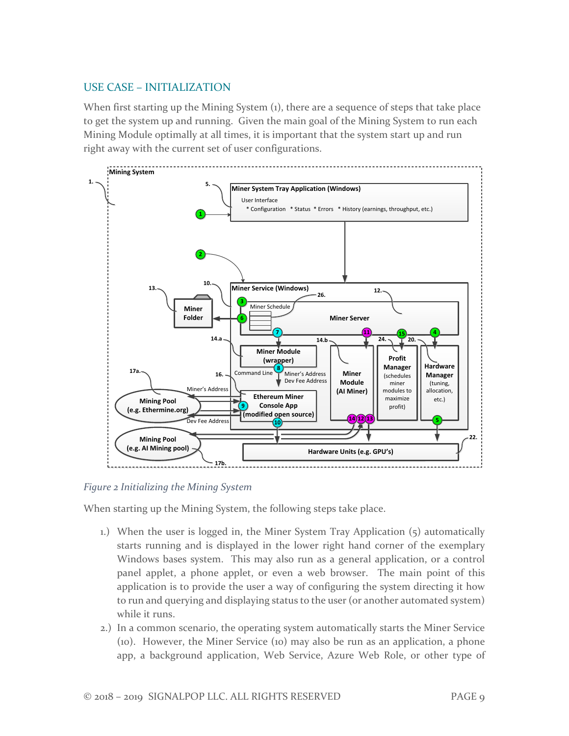## USE CASE – INITIALIZATION

When first starting up the Mining System (1), there are a sequence of steps that take place to get the system up and running. Given the main goal of the Mining System to run each Mining Module optimally at all times, it is important that the system start up and run right away with the current set of user configurations.

*Figure 2 Initializing the Mining System*

When starting up the Mining System, the following steps take place.

1.) When the user is logged in, the Miner System Tray Application (5) automatically starts running and is displayed in the lower right hand corner of the exemplary Windows bases system. This may also run as a general application, or a control panel applet, a phone applet, or even a web browser. The main point of this application is to provide the user a way of configuring the system directing it how to run and querying and displaying status to the user (or another automated system) while it runs.

2.) In a common scenario, the operating system automatically starts the Miner Service (10). However, the Miner Service (10) may also be run as an application, a phone app, a background application, Web Service, Azure Web Role, or other type of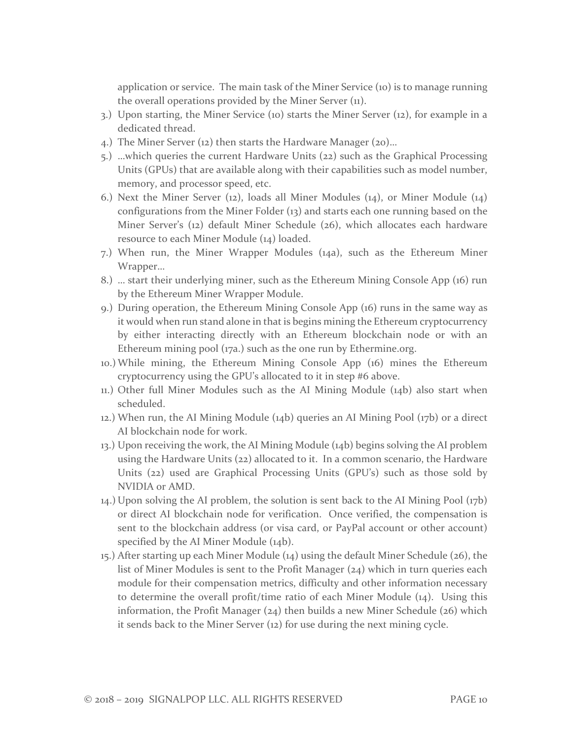application or service. The main task of the Miner Service (10) is to manage running the overall operations provided by the Miner Server (11).

3.) Upon starting, the Miner Service (10) starts the Miner Server (12), for example in a dedicated thread.

4.) The Miner Server (12) then starts the Hardware Manager (20)…

5.) …which queries the current Hardware Units (22) such as the Graphical Processing Units (GPUs) that are available along with their capabilities such as model number, memory, and processor speed, etc.

6.) Next the Miner Server (12), loads all Miner Modules (14), or Miner Module (14) configurations from the Miner Folder (13) and starts each one running based on the Miner Server's (12) default Miner Schedule (26), which allocates each hardware resource to each Miner Module (14) loaded.

7.) When run, the Miner Wrapper Modules (14a), such as the Ethereum Miner Wrapper…

8.) … start their underlying miner, such as the Ethereum Mining Console App (16) run by the Ethereum Miner Wrapper Module.

9.) During operation, the Ethereum Mining Console App (16) runs in the same way as it would when run stand alone in that is begins mining the Ethereum cryptocurrency by either interacting directly with an Ethereum blockchain node or with an Ethereum mining pool (17a.) such as the one run by Ethermine.org.

10.) While mining, the Ethereum Mining Console App (16) mines the Ethereum cryptocurrency using the GPU's allocated to it in step #6 above.

11.) Other full Miner Modules such as the AI Mining Module (14b) also start when scheduled.

12.) When run, the AI Mining Module (14b) queries an AI Mining Pool (17b) or a direct AI blockchain node for work.

13.) Upon receiving the work, the AI Mining Module (14b) begins solving the AI problem using the Hardware Units (22) allocated to it. In a common scenario, the Hardware Units (22) used are Graphical Processing Units (GPU's) such as those sold by NVIDIA or AMD.

14.) Upon solving the AI problem, the solution is sent back to the AI Mining Pool (17b) or direct AI blockchain node for verification. Once verified, the compensation is sent to the blockchain address (or visa card, or PayPal account or other account) specified by the AI Miner Module (14b).

15.) After starting up each Miner Module (14) using the default Miner Schedule (26), the list of Miner Modules is sent to the Profit Manager (24) which in turn queries each module for their compensation metrics, difficulty and other information necessary to determine the overall profit/time ratio of each Miner Module (14). Using this information, the Profit Manager (24) then builds a new Miner Schedule (26) which it sends back to the Miner Server (12) for use during the next mining cycle.

© 2018 – 2019 SIGNALPOP LLC. ALL RIGHTS RESERVED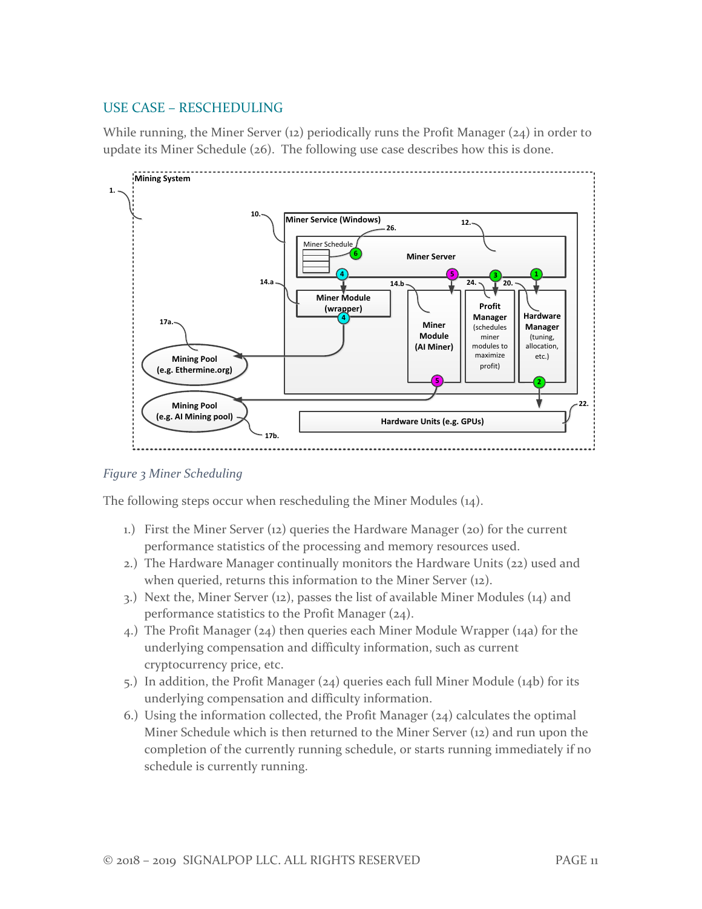## USE CASE – RESCHEDULING

While running, the Miner Server (12) periodically runs the Profit Manager (24) in order to update its Miner Schedule (26). The following use case describes how this is done.

*Figure 3 Miner Scheduling*

The following steps occur when rescheduling the Miner Modules (14).

1.) First the Miner Server (12) queries the Hardware Manager (20) for the current performance statistics of the processing and memory resources used.
2.) The Hardware Manager continually monitors the Hardware Units (22) used and when queried, returns this information to the Miner Server (12).
3.) Next the, Miner Server (12), passes the list of available Miner Modules (14) and performance statistics to the Profit Manager (24).
4.) The Profit Manager (24) then queries each Miner Module Wrapper (14a) for the underlying compensation and difficulty information, such as current cryptocurrency price, etc.
5.) In addition, the Profit Manager (24) queries each full Miner Module (14b) for its underlying compensation and difficulty information.
6.) Using the information collected, the Profit Manager (24) calculates the optimal Miner Schedule which is then returned to the Miner Server (12) and run upon the completion of the currently running schedule, or starts running immediately if no schedule is currently running.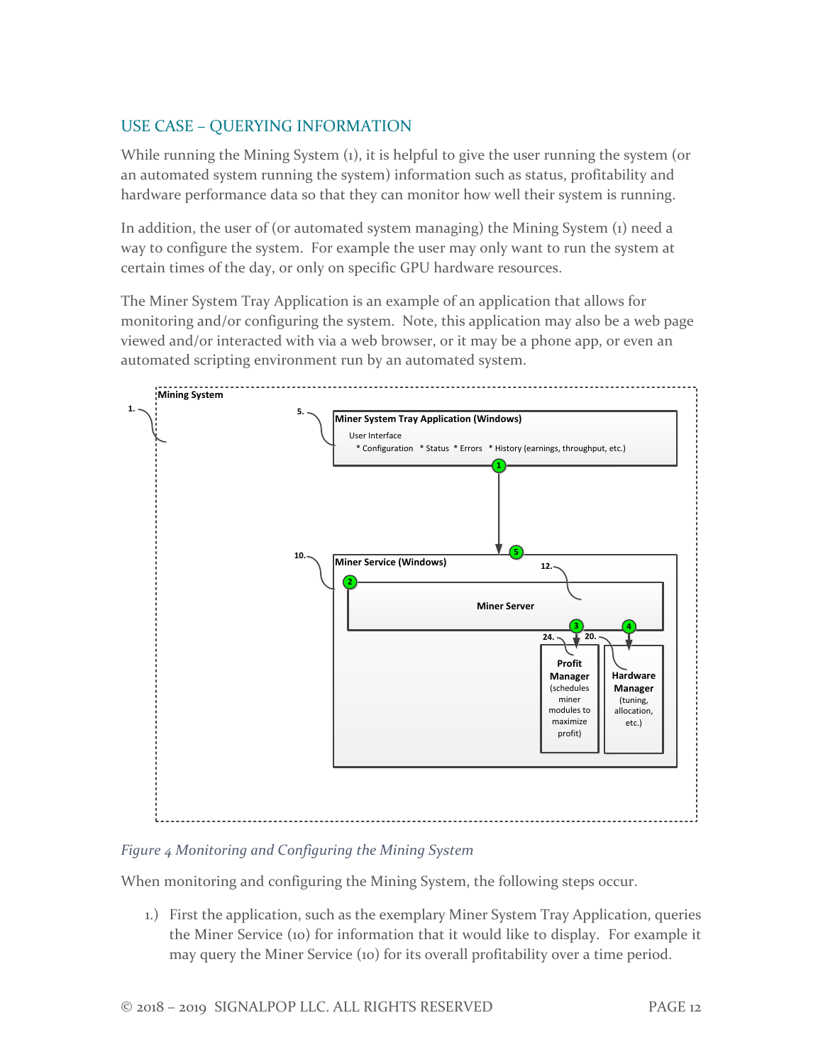## USE CASE – QUERYING INFORMATION

While running the Mining System (1), it is helpful to give the user running the system (or an automated system running the system) information such as status, profitability and hardware performance data so that they can monitor how well their system is running.

In addition, the user of (or automated system managing) the Mining System (1) need a way to configure the system. For example the user may only want to run the system at certain times of the day, or only on specific GPU hardware resources.

The Miner System Tray Application is an example of an application that allows for monitoring and/or configuring the system. Note, this application may also be a web page viewed and/or interacted with via a web browser, or it may be a phone app, or even an automated scripting environment run by an automated system.

*Figure 4 Monitoring and Configuring the Mining System*

When monitoring and configuring the Mining System, the following steps occur.

1.) First the application, such as the exemplary Miner System Tray Application, queries the Miner Service (10) for information that it would like to display. For example it may query the Miner Service (10) for its overall profitability over a time period.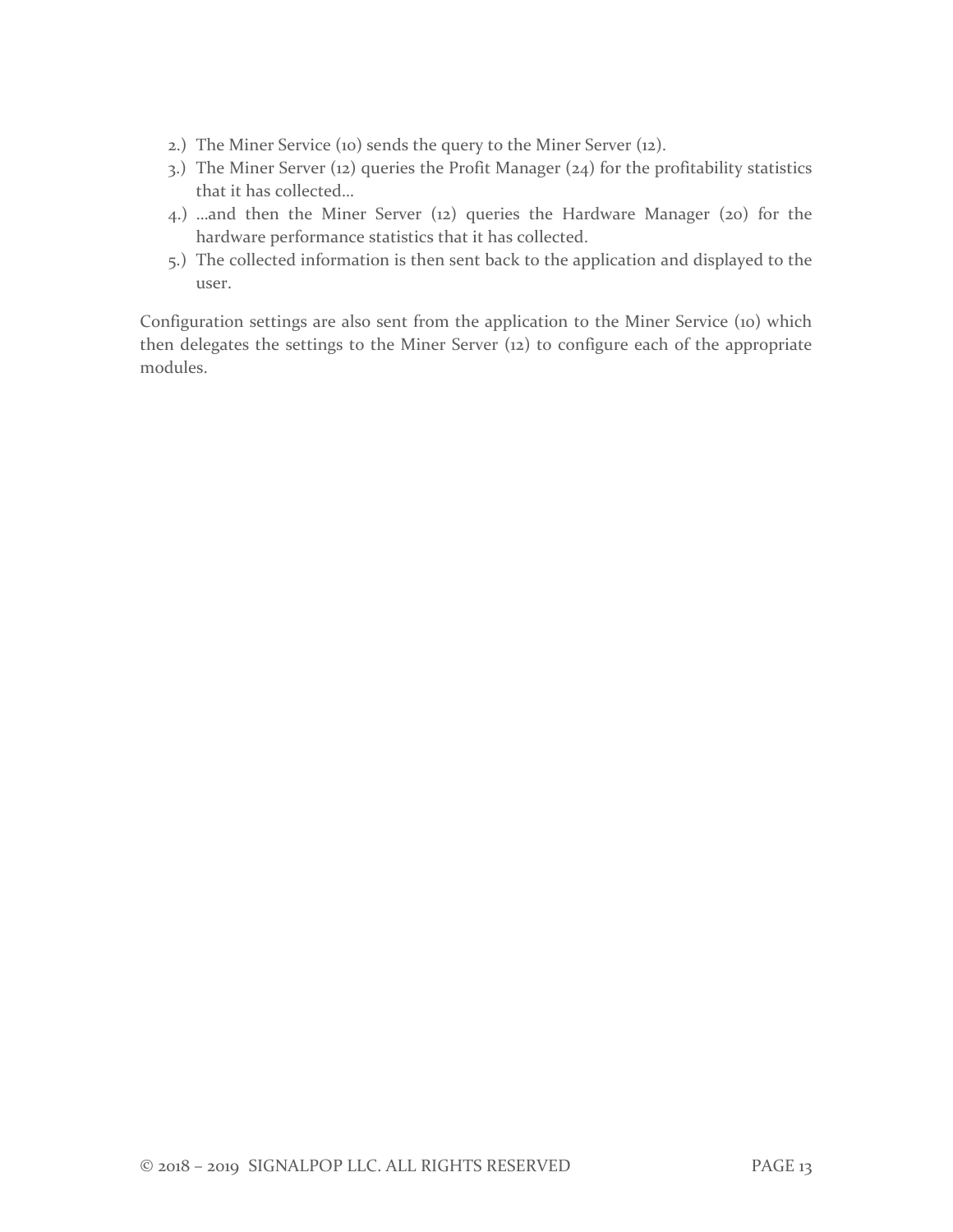2.) The Miner Service (10) sends the query to the Miner Server (12).
3.) The Miner Server (12) queries the Profit Manager (24) for the profitability statistics that it has collected…
4.) …and then the Miner Server (12) queries the Hardware Manager (20) for the hardware performance statistics that it has collected.
5.) The collected information is then sent back to the application and displayed to the user.

Configuration settings are also sent from the application to the Miner Service (10) which then delegates the settings to the Miner Server (12) to configure each of the appropriate modules.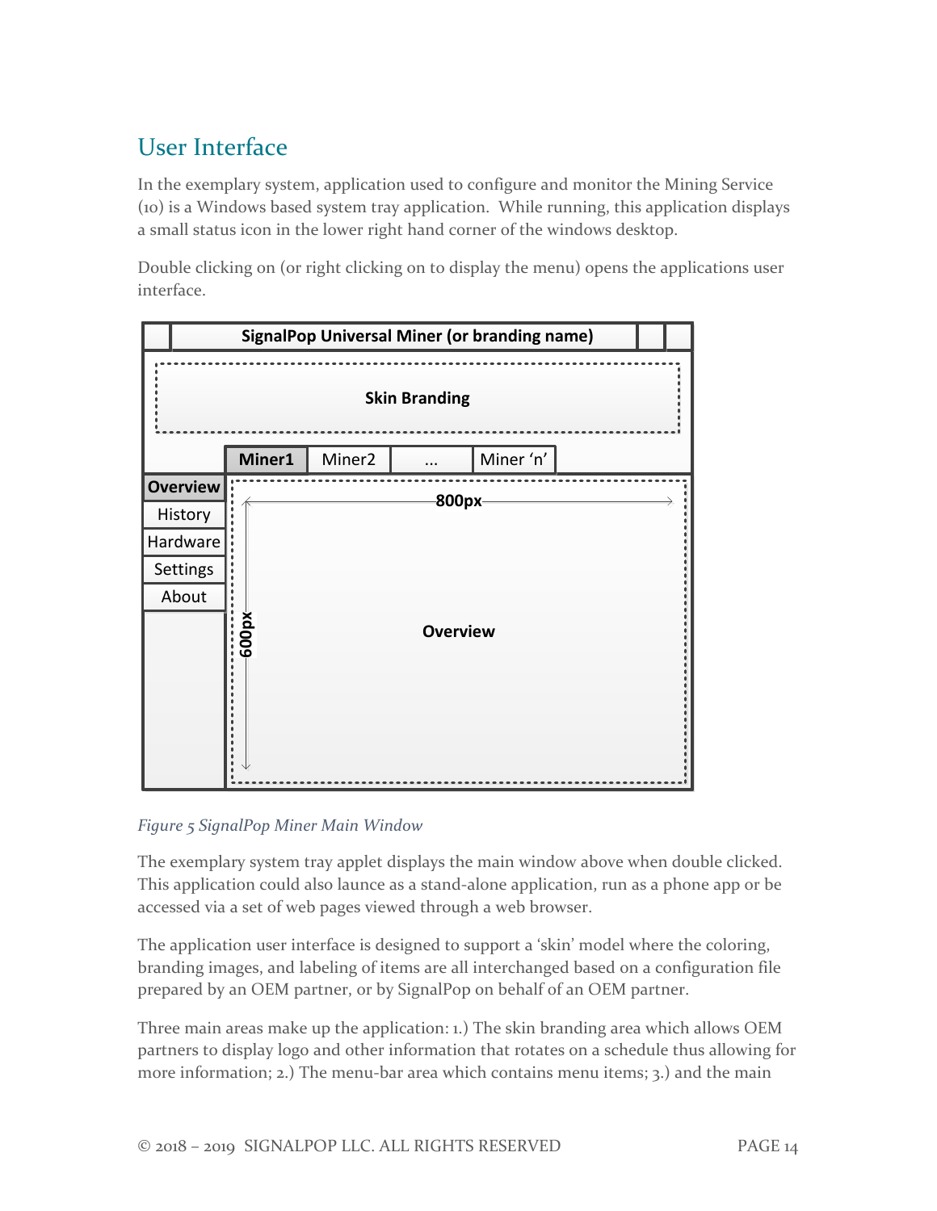## User Interface

In the exemplary system, application used to configure and monitor the Mining Service (10) is a Windows based system tray application. While running, this application displays a small status icon in the lower right hand corner of the windows desktop.

Double clicking on (or right clicking on to display the menu) opens the applications user interface.

*Figure 5 SignalPop Miner Main Window*

The exemplary system tray applet displays the main window above when double clicked. This application could also launce as a stand-alone application, run as a phone app or be accessed via a set of web pages viewed through a web browser.

The application user interface is designed to support a 'skin' model where the coloring, branding images, and labeling of items are all interchanged based on a configuration file prepared by an OEM partner, or by SignalPop on behalf of an OEM partner.

Three main areas make up the application: 1.) The skin branding area which allows OEM partners to display logo and other information that rotates on a schedule thus allowing for more information; 2.) The menu-bar area which contains menu items; 3.) and the main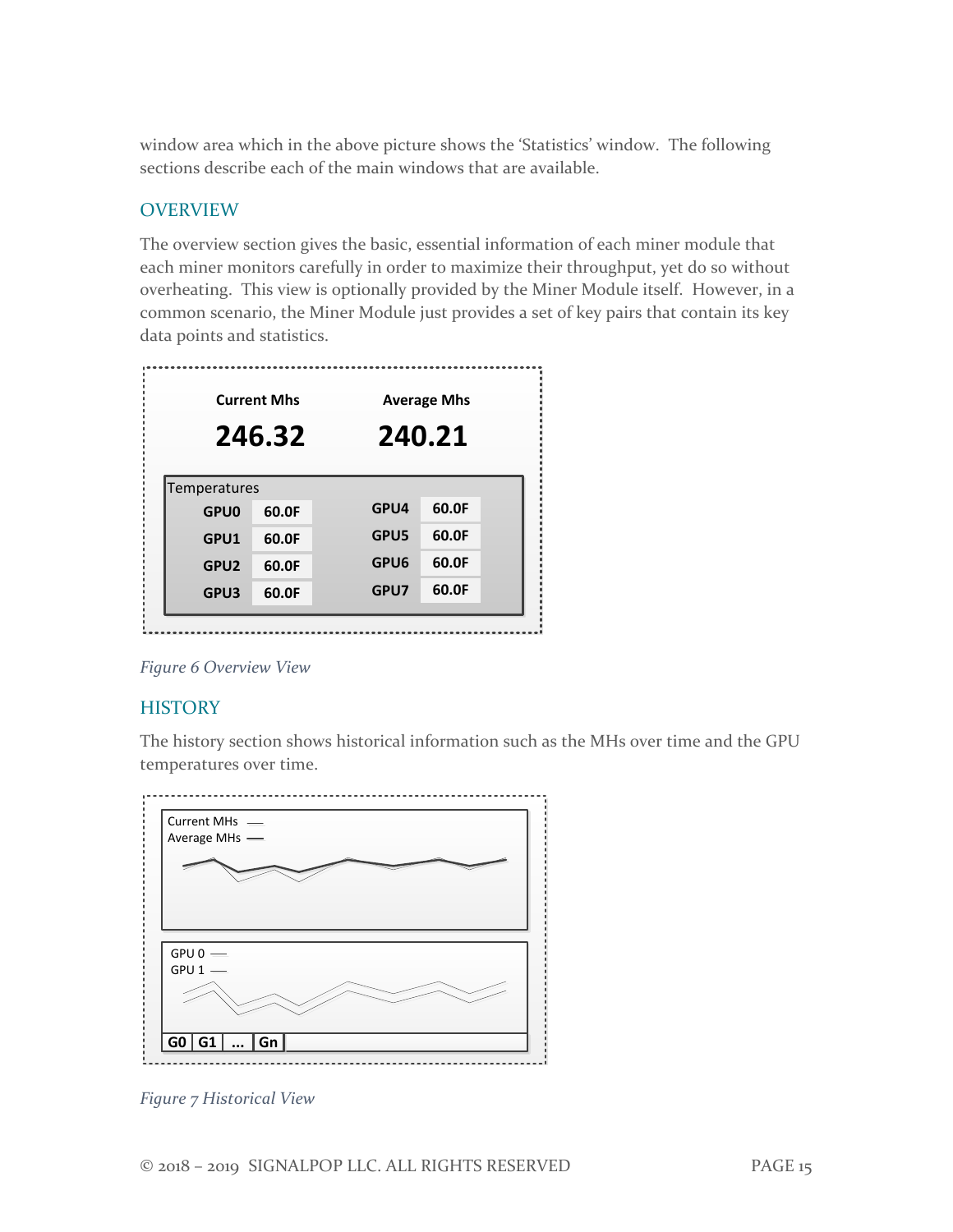window area which in the above picture shows the 'Statistics' window. The following sections describe each of the main windows that are available.

## OVERVIEW

The overview section gives the basic, essential information of each miner module that each miner monitors carefully in order to maximize their throughput, yet do so without overheating. This view is optionally provided by the Miner Module itself. However, in a common scenario, the Miner Module just provides a set of key pairs that contain its key data points and statistics.

*Figure 6 Overview View*

## HISTORY

The history section shows historical information such as the MHs over time and the GPU temperatures over time.

*Figure 7 Historical View*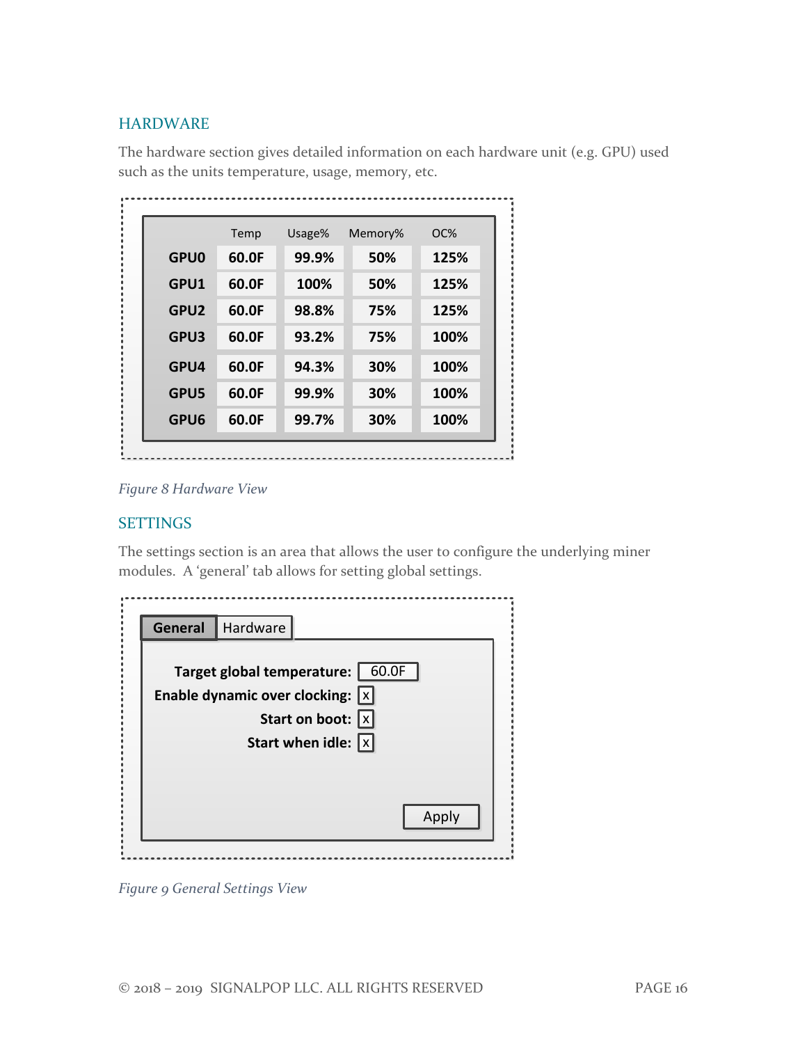## HARDWARE

The hardware section gives detailed information on each hardware unit (e.g. GPU) used such as the units temperature, usage, memory, etc.

| | Temp | Usage% | Memory% | OC% |
|---|---|---|---|---|
| GPU0 | 60.0F | 99.9% | 50% | 125% |
| GPU1 | 60.0F | 100% | 50% | 125% |
| GPU2 | 60.0F | 98.8% | 75% | 125% |
| GPU3 | 60.0F | 93.2% | 75% | 100% |
| GPU4 | 60.0F | 94.3% | 30% | 100% |
| GPU5 | 60.0F | 99.9% | 30% | 100% |
| GPU6 | 60.0F | 99.7% | 30% | 100% |

*Figure 8 Hardware View*

## SETTINGS

The settings section is an area that allows the user to configure the underlying miner modules. A 'general' tab allows for setting global settings.

**General** | Hardware

**Target global temperature:** 60.0F
**Enable dynamic over clocking:** x
**Start on boot:** x
**Start when idle:** x

Apply

*Figure 9 General Settings View*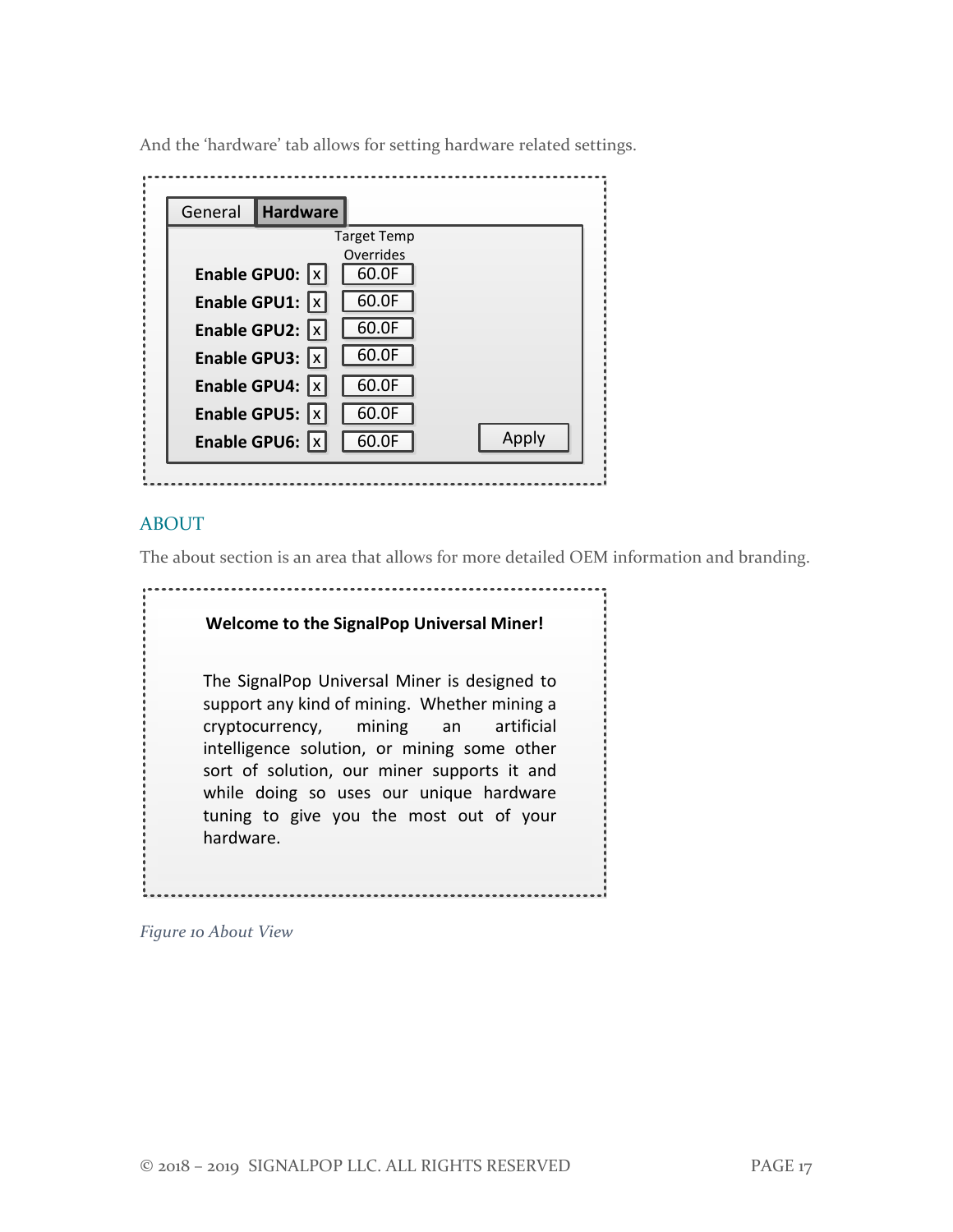And the 'hardware' tab allows for setting hardware related settings.

General | **Hardware**

| | | Target Temp Overrides |
|---|---|---|
| **Enable GPU0:** | x | 60.0F |
| **Enable GPU1:** | x | 60.0F |
| **Enable GPU2:** | x | 60.0F |
| **Enable GPU3:** | x | 60.0F |
| **Enable GPU4:** | x | 60.0F |
| **Enable GPU5:** | x | 60.0F |
| **Enable GPU6:** | x | 60.0F |

Apply

## ABOUT

The about section is an area that allows for more detailed OEM information and branding.

**Welcome to the SignalPop Universal Miner!**

The SignalPop Universal Miner is designed to support any kind of mining. Whether mining a cryptocurrency, mining an artificial intelligence solution, or mining some other sort of solution, our miner supports it and while doing so uses our unique hardware tuning to give you the most out of your hardware.

*Figure 10 About View*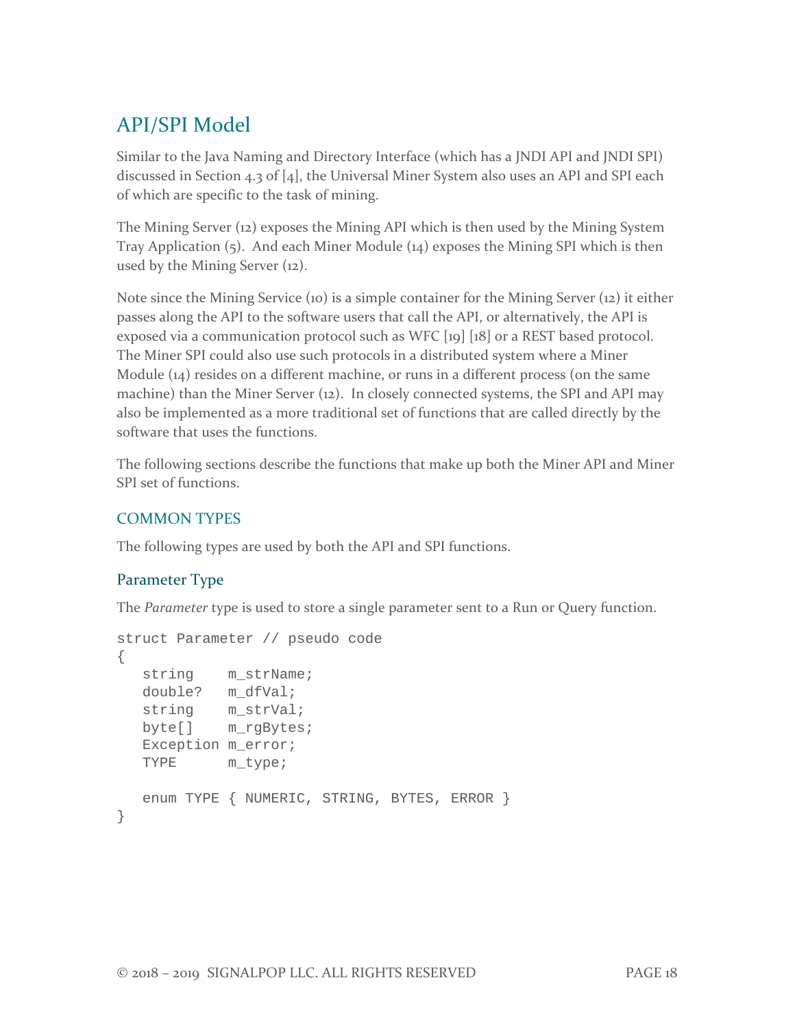## API/SPI Model

Similar to the Java Naming and Directory Interface (which has a JNDI API and JNDI SPI) discussed in Section 4.3 of [4], the Universal Miner System also uses an API and SPI each of which are specific to the task of mining.

The Mining Server (12) exposes the Mining API which is then used by the Mining System Tray Application (5). And each Miner Module (14) exposes the Mining SPI which is then used by the Mining Server (12).

Note since the Mining Service (10) is a simple container for the Mining Server (12) it either passes along the API to the software users that call the API, or alternatively, the API is exposed via a communication protocol such as WFC [19] [18] or a REST based protocol. The Miner SPI could also use such protocols in a distributed system where a Miner Module (14) resides on a different machine, or runs in a different process (on the same machine) than the Miner Server (12). In closely connected systems, the SPI and API may also be implemented as a more traditional set of functions that are called directly by the software that uses the functions.

The following sections describe the functions that make up both the Miner API and Miner SPI set of functions.

### COMMON TYPES

The following types are used by both the API and SPI functions.

#### Parameter Type

The *Parameter* type is used to store a single parameter sent to a Run or Query function.

```
struct Parameter // pseudo code
{
   string    m_strName;
   double?   m_dfVal;
   string    m_strVal;
   byte[]    m_rgBytes;
   Exception m_error;
   TYPE      m_type;

   enum TYPE { NUMERIC, STRING, BYTES, ERROR }
}
```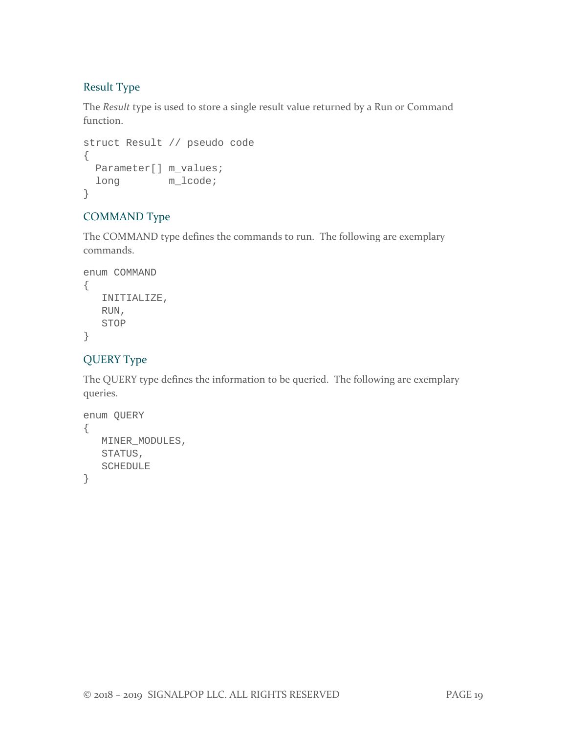### Result Type

The *Result* type is used to store a single result value returned by a Run or Command function.

```
struct Result // pseudo code
{
  Parameter[] m_values;
  long        m_lcode;
}
```

### COMMAND Type

The COMMAND type defines the commands to run. The following are exemplary commands.

```
enum COMMAND
{
   INITIALIZE,
   RUN,
   STOP
}
```

### QUERY Type

The QUERY type defines the information to be queried. The following are exemplary queries.

```
enum QUERY
{
   MINER_MODULES,
   STATUS,
   SCHEDULE
}
```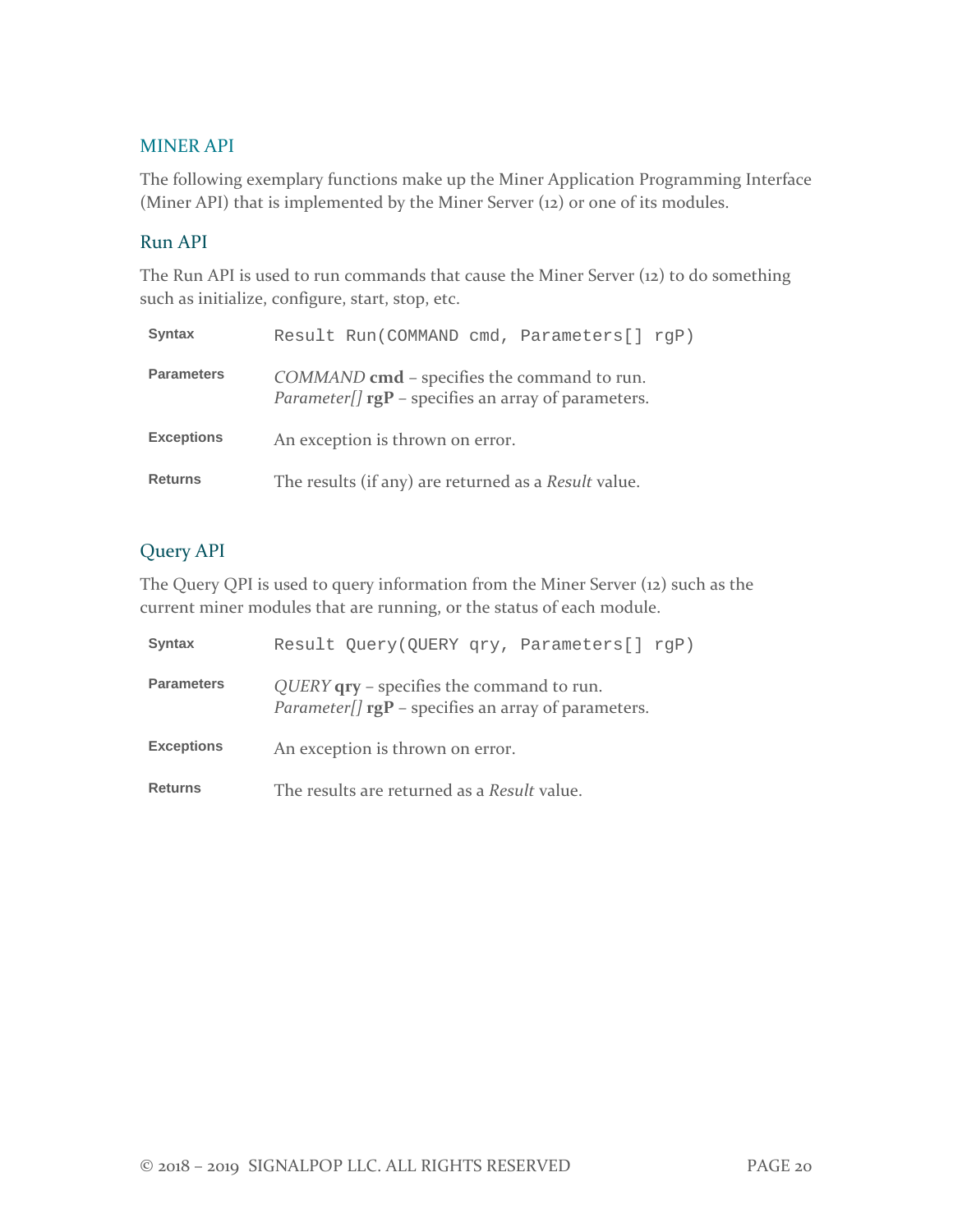## MINER API

The following exemplary functions make up the Miner Application Programming Interface (Miner API) that is implemented by the Miner Server (12) or one of its modules.

### Run API

The Run API is used to run commands that cause the Miner Server (12) to do something such as initialize, configure, start, stop, etc.

| | |
|---|---|
| **Syntax** | `Result Run(COMMAND cmd, Parameters[] rgP)` |
| **Parameters** | *COMMAND* **cmd** – specifies the command to run.<br>*Parameter[]* **rgP** – specifies an array of parameters. |
| **Exceptions** | An exception is thrown on error. |
| **Returns** | The results (if any) are returned as a *Result* value. |

### Query API

The Query QPI is used to query information from the Miner Server (12) such as the current miner modules that are running, or the status of each module.

| | |
|---|---|
| **Syntax** | `Result Query(QUERY qry, Parameters[] rgP)` |
| **Parameters** | *QUERY* **qry** – specifies the command to run.<br>*Parameter[]* **rgP** – specifies an array of parameters. |
| **Exceptions** | An exception is thrown on error. |
| **Returns** | The results are returned as a *Result* value. |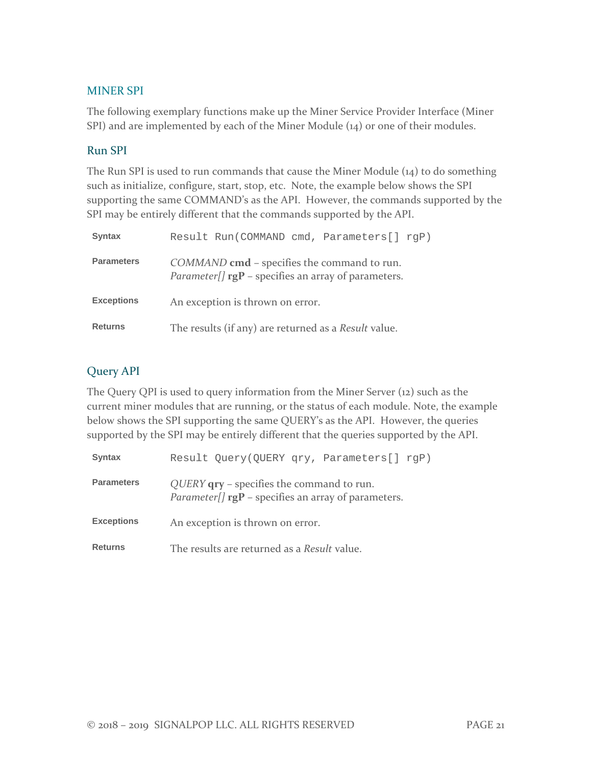## MINER SPI

The following exemplary functions make up the Miner Service Provider Interface (Miner SPI) and are implemented by each of the Miner Module (14) or one of their modules.

### Run SPI

The Run SPI is used to run commands that cause the Miner Module (14) to do something such as initialize, configure, start, stop, etc. Note, the example below shows the SPI supporting the same COMMAND's as the API. However, the commands supported by the SPI may be entirely different that the commands supported by the API.

| | |
|---|---|
| **Syntax** | `Result Run(COMMAND cmd, Parameters[] rgP)` |
| **Parameters** | *COMMAND* **cmd** – specifies the command to run.<br>*Parameter[]* **rgP** – specifies an array of parameters. |
| **Exceptions** | An exception is thrown on error. |
| **Returns** | The results (if any) are returned as a *Result* value. |

### Query API

The Query QPI is used to query information from the Miner Server (12) such as the current miner modules that are running, or the status of each module. Note, the example below shows the SPI supporting the same QUERY's as the API. However, the queries supported by the SPI may be entirely different that the queries supported by the API.

| | |
|---|---|
| **Syntax** | `Result Query(QUERY qry, Parameters[] rgP)` |
| **Parameters** | *QUERY* **qry** – specifies the command to run.<br>*Parameter[]* **rgP** – specifies an array of parameters. |
| **Exceptions** | An exception is thrown on error. |
| **Returns** | The results are returned as a *Result* value. |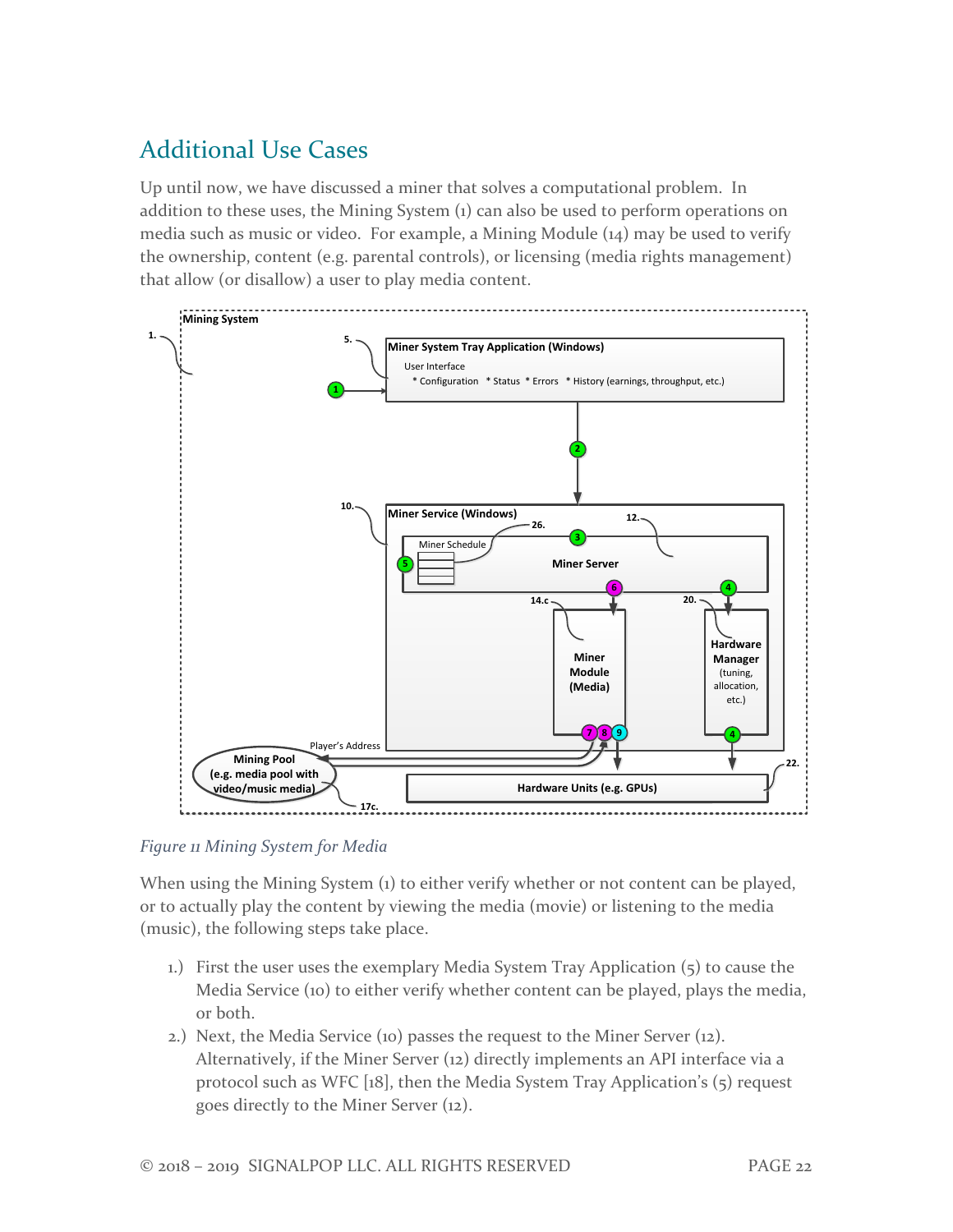## Additional Use Cases

Up until now, we have discussed a miner that solves a computational problem. In addition to these uses, the Mining System (1) can also be used to perform operations on media such as music or video. For example, a Mining Module (14) may be used to verify the ownership, content (e.g. parental controls), or licensing (media rights management) that allow (or disallow) a user to play media content.

*Figure 11 Mining System for Media*

When using the Mining System (1) to either verify whether or not content can be played, or to actually play the content by viewing the media (movie) or listening to the media (music), the following steps take place.

1.) First the user uses the exemplary Media System Tray Application (5) to cause the Media Service (10) to either verify whether content can be played, plays the media, or both.

2.) Next, the Media Service (10) passes the request to the Miner Server (12). Alternatively, if the Miner Server (12) directly implements an API interface via a protocol such as WFC [18], then the Media System Tray Application's (5) request goes directly to the Miner Server (12).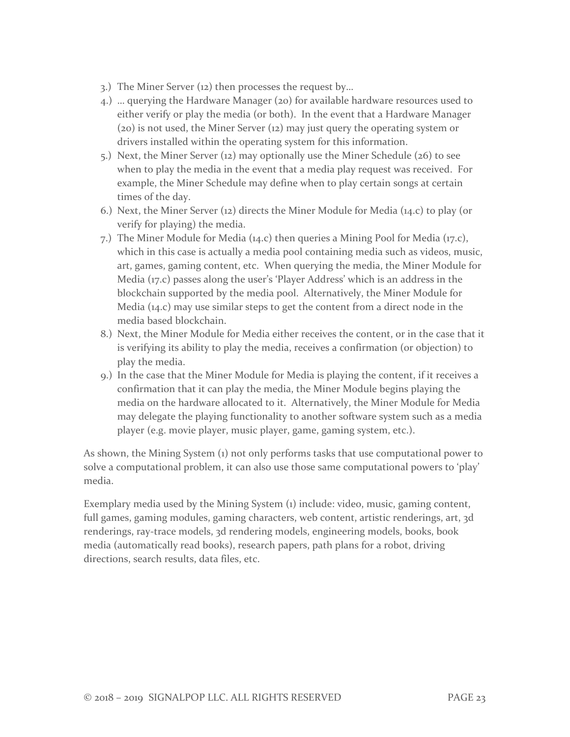3.) The Miner Server (12) then processes the request by…
4.) … querying the Hardware Manager (20) for available hardware resources used to either verify or play the media (or both). In the event that a Hardware Manager (20) is not used, the Miner Server (12) may just query the operating system or drivers installed within the operating system for this information.
5.) Next, the Miner Server (12) may optionally use the Miner Schedule (26) to see when to play the media in the event that a media play request was received. For example, the Miner Schedule may define when to play certain songs at certain times of the day.
6.) Next, the Miner Server (12) directs the Miner Module for Media (14.c) to play (or verify for playing) the media.
7.) The Miner Module for Media (14.c) then queries a Mining Pool for Media (17.c), which in this case is actually a media pool containing media such as videos, music, art, games, gaming content, etc. When querying the media, the Miner Module for Media (17.c) passes along the user's 'Player Address' which is an address in the blockchain supported by the media pool. Alternatively, the Miner Module for Media (14.c) may use similar steps to get the content from a direct node in the media based blockchain.
8.) Next, the Miner Module for Media either receives the content, or in the case that it is verifying its ability to play the media, receives a confirmation (or objection) to play the media.
9.) In the case that the Miner Module for Media is playing the content, if it receives a confirmation that it can play the media, the Miner Module begins playing the media on the hardware allocated to it. Alternatively, the Miner Module for Media may delegate the playing functionality to another software system such as a media player (e.g. movie player, music player, game, gaming system, etc.).

As shown, the Mining System (1) not only performs tasks that use computational power to solve a computational problem, it can also use those same computational powers to 'play' media.

Exemplary media used by the Mining System (1) include: video, music, gaming content, full games, gaming modules, gaming characters, web content, artistic renderings, art, 3d renderings, ray-trace models, 3d rendering models, engineering models, books, book media (automatically read books), research papers, path plans for a robot, driving directions, search results, data files, etc.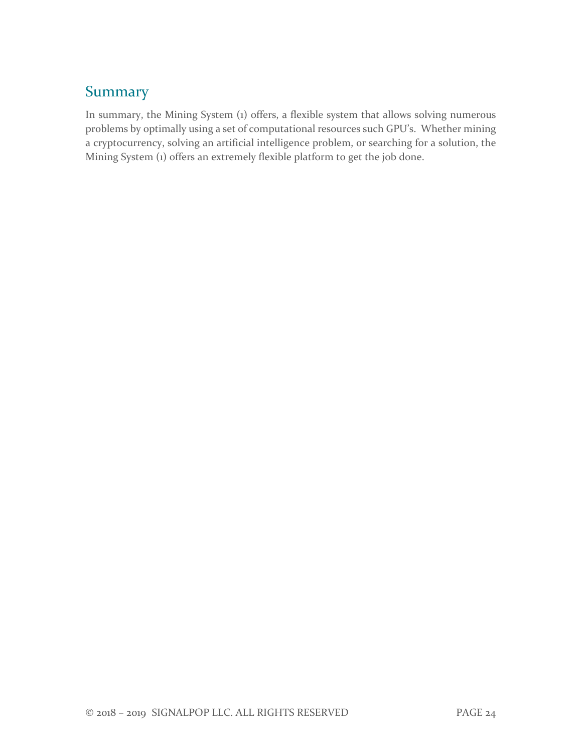## Summary

In summary, the Mining System (1) offers, a flexible system that allows solving numerous problems by optimally using a set of computational resources such GPU's. Whether mining a cryptocurrency, solving an artificial intelligence problem, or searching for a solution, the Mining System (1) offers an extremely flexible platform to get the job done.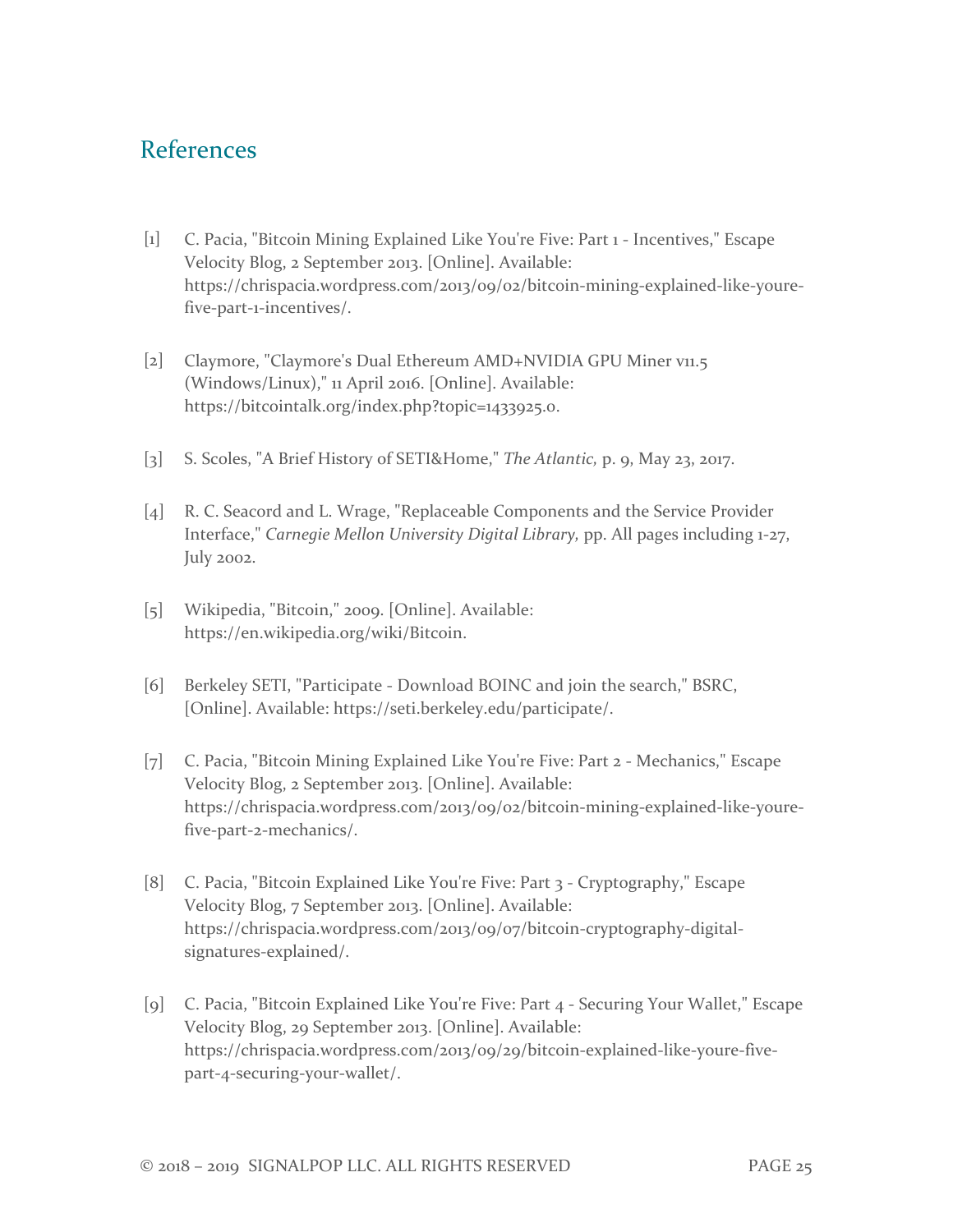## References

[1] C. Pacia, "Bitcoin Mining Explained Like You're Five: Part 1 - Incentives," Escape Velocity Blog, 2 September 2013. [Online]. Available: https://chrispacia.wordpress.com/2013/09/02/bitcoin-mining-explained-like-youre-five-part-1-incentives/.

[2] Claymore, "Claymore's Dual Ethereum AMD+NVIDIA GPU Miner v11.5 (Windows/Linux)," 11 April 2016. [Online]. Available: https://bitcointalk.org/index.php?topic=1433925.0.

[3] S. Scoles, "A Brief History of SETI&Home," *The Atlantic,* p. 9, May 23, 2017.

[4] R. C. Seacord and L. Wrage, "Replaceable Components and the Service Provider Interface," *Carnegie Mellon University Digital Library,* pp. All pages including 1-27, July 2002.

[5] Wikipedia, "Bitcoin," 2009. [Online]. Available: https://en.wikipedia.org/wiki/Bitcoin.

[6] Berkeley SETI, "Participate - Download BOINC and join the search," BSRC, [Online]. Available: https://seti.berkeley.edu/participate/.

[7] C. Pacia, "Bitcoin Mining Explained Like You're Five: Part 2 - Mechanics," Escape Velocity Blog, 2 September 2013. [Online]. Available: https://chrispacia.wordpress.com/2013/09/02/bitcoin-mining-explained-like-youre-five-part-2-mechanics/.

[8] C. Pacia, "Bitcoin Explained Like You're Five: Part 3 - Cryptography," Escape Velocity Blog, 7 September 2013. [Online]. Available: https://chrispacia.wordpress.com/2013/09/07/bitcoin-cryptography-digital-signatures-explained/.

[9] C. Pacia, "Bitcoin Explained Like You're Five: Part 4 - Securing Your Wallet," Escape Velocity Blog, 29 September 2013. [Online]. Available: https://chrispacia.wordpress.com/2013/09/29/bitcoin-explained-like-youre-five-part-4-securing-your-wallet/.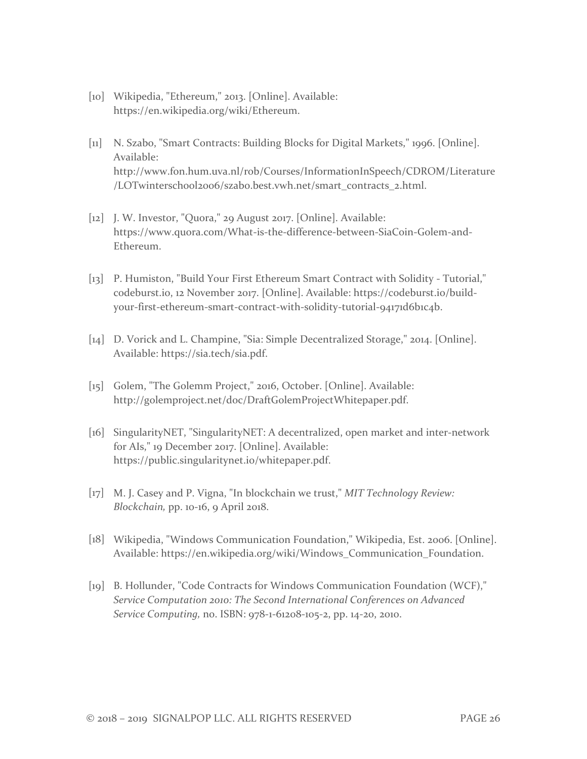[10] Wikipedia, "Ethereum," 2013. [Online]. Available: https://en.wikipedia.org/wiki/Ethereum.

[11] N. Szabo, "Smart Contracts: Building Blocks for Digital Markets," 1996. [Online]. Available: http://www.fon.hum.uva.nl/rob/Courses/InformationInSpeech/CDROM/Literature/LOTwinterschool2006/szabo.best.vwh.net/smart_contracts_2.html.

[12] J. W. Investor, "Quora," 29 August 2017. [Online]. Available: https://www.quora.com/What-is-the-difference-between-SiaCoin-Golem-and-Ethereum.

[13] P. Humiston, "Build Your First Ethereum Smart Contract with Solidity - Tutorial," codeburst.io, 12 November 2017. [Online]. Available: https://codeburst.io/build-your-first-ethereum-smart-contract-with-solidity-tutorial-94171d6b1c4b.

[14] D. Vorick and L. Champine, "Sia: Simple Decentralized Storage," 2014. [Online]. Available: https://sia.tech/sia.pdf.

[15] Golem, "The Golemm Project," 2016, October. [Online]. Available: http://golemproject.net/doc/DraftGolemProjectWhitepaper.pdf.

[16] SingularityNET, "SingularityNET: A decentralized, open market and inter-network for AIs," 19 December 2017. [Online]. Available: https://public.singularitynet.io/whitepaper.pdf.

[17] M. J. Casey and P. Vigna, "In blockchain we trust," *MIT Technology Review: Blockchain,* pp. 10-16, 9 April 2018.

[18] Wikipedia, "Windows Communication Foundation," Wikipedia, Est. 2006. [Online]. Available: https://en.wikipedia.org/wiki/Windows_Communication_Foundation.

[19] B. Hollunder, "Code Contracts for Windows Communication Foundation (WCF)," *Service Computation 2010: The Second International Conferences on Advanced Service Computing,* no. ISBN: 978-1-61208-105-2, pp. 14-20, 2010.